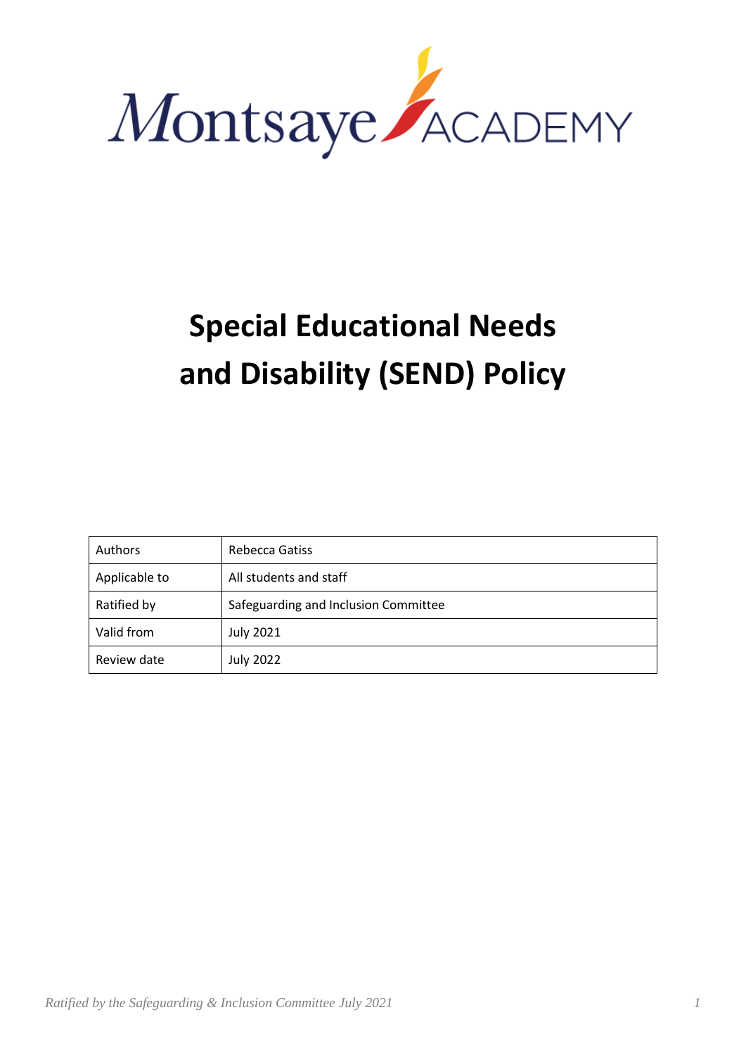Montsaye ACADEMY

# Special Educational Needs and Disability (SEND) Policy

| Authors | Rebecca Gatiss |
|---|---|
| Applicable to | All students and staff |
| Ratified by | Safeguarding and Inclusion Committee |
| Valid from | July 2021 |
| Review date | July 2022 |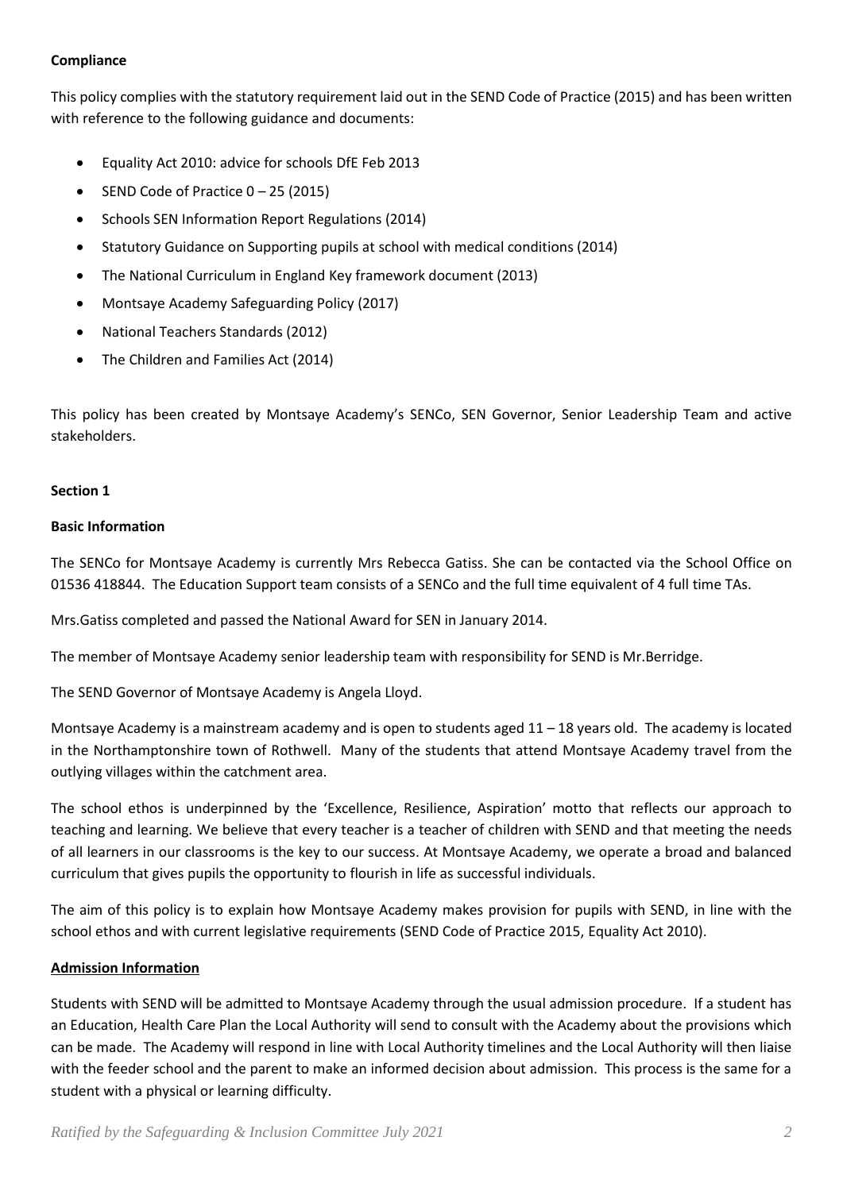**Compliance**

This policy complies with the statutory requirement laid out in the SEND Code of Practice (2015) and has been written with reference to the following guidance and documents:

- Equality Act 2010: advice for schools DfE Feb 2013
- SEND Code of Practice 0 – 25 (2015)
- Schools SEN Information Report Regulations (2014)
- Statutory Guidance on Supporting pupils at school with medical conditions (2014)
- The National Curriculum in England Key framework document (2013)
- Montsaye Academy Safeguarding Policy (2017)
- National Teachers Standards (2012)
- The Children and Families Act (2014)

This policy has been created by Montsaye Academy's SENCo, SEN Governor, Senior Leadership Team and active stakeholders.

**Section 1**

**Basic Information**

The SENCo for Montsaye Academy is currently Mrs Rebecca Gatiss. She can be contacted via the School Office on 01536 418844. The Education Support team consists of a SENCo and the full time equivalent of 4 full time TAs.

Mrs.Gatiss completed and passed the National Award for SEN in January 2014.

The member of Montsaye Academy senior leadership team with responsibility for SEND is Mr.Berridge.

The SEND Governor of Montsaye Academy is Angela Lloyd.

Montsaye Academy is a mainstream academy and is open to students aged 11 – 18 years old. The academy is located in the Northamptonshire town of Rothwell. Many of the students that attend Montsaye Academy travel from the outlying villages within the catchment area.

The school ethos is underpinned by the 'Excellence, Resilience, Aspiration' motto that reflects our approach to teaching and learning. We believe that every teacher is a teacher of children with SEND and that meeting the needs of all learners in our classrooms is the key to our success. At Montsaye Academy, we operate a broad and balanced curriculum that gives pupils the opportunity to flourish in life as successful individuals.

The aim of this policy is to explain how Montsaye Academy makes provision for pupils with SEND, in line with the school ethos and with current legislative requirements (SEND Code of Practice 2015, Equality Act 2010).

**Admission Information**

Students with SEND will be admitted to Montsaye Academy through the usual admission procedure. If a student has an Education, Health Care Plan the Local Authority will send to consult with the Academy about the provisions which can be made. The Academy will respond in line with Local Authority timelines and the Local Authority will then liaise with the feeder school and the parent to make an informed decision about admission. This process is the same for a student with a physical or learning difficulty.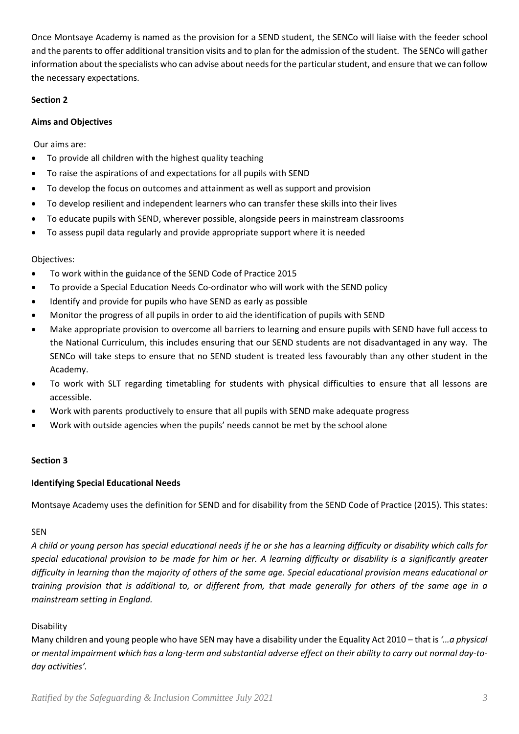Once Montsaye Academy is named as the provision for a SEND student, the SENCo will liaise with the feeder school and the parents to offer additional transition visits and to plan for the admission of the student. The SENCo will gather information about the specialists who can advise about needs for the particular student, and ensure that we can follow the necessary expectations.

**Section 2**

**Aims and Objectives**

Our aims are:

- To provide all children with the highest quality teaching
- To raise the aspirations of and expectations for all pupils with SEND
- To develop the focus on outcomes and attainment as well as support and provision
- To develop resilient and independent learners who can transfer these skills into their lives
- To educate pupils with SEND, wherever possible, alongside peers in mainstream classrooms
- To assess pupil data regularly and provide appropriate support where it is needed

Objectives:

- To work within the guidance of the SEND Code of Practice 2015
- To provide a Special Education Needs Co-ordinator who will work with the SEND policy
- Identify and provide for pupils who have SEND as early as possible
- Monitor the progress of all pupils in order to aid the identification of pupils with SEND
- Make appropriate provision to overcome all barriers to learning and ensure pupils with SEND have full access to the National Curriculum, this includes ensuring that our SEND students are not disadvantaged in any way. The SENCo will take steps to ensure that no SEND student is treated less favourably than any other student in the Academy.
- To work with SLT regarding timetabling for students with physical difficulties to ensure that all lessons are accessible.
- Work with parents productively to ensure that all pupils with SEND make adequate progress
- Work with outside agencies when the pupils' needs cannot be met by the school alone

**Section 3**

**Identifying Special Educational Needs**

Montsaye Academy uses the definition for SEND and for disability from the SEND Code of Practice (2015). This states:

SEN

*A child or young person has special educational needs if he or she has a learning difficulty or disability which calls for special educational provision to be made for him or her. A learning difficulty or disability is a significantly greater difficulty in learning than the majority of others of the same age. Special educational provision means educational or training provision that is additional to, or different from, that made generally for others of the same age in a mainstream setting in England.*

Disability

Many children and young people who have SEN may have a disability under the Equality Act 2010 – that is *'…a physical or mental impairment which has a long-term and substantial adverse effect on their ability to carry out normal day-to-day activities'.*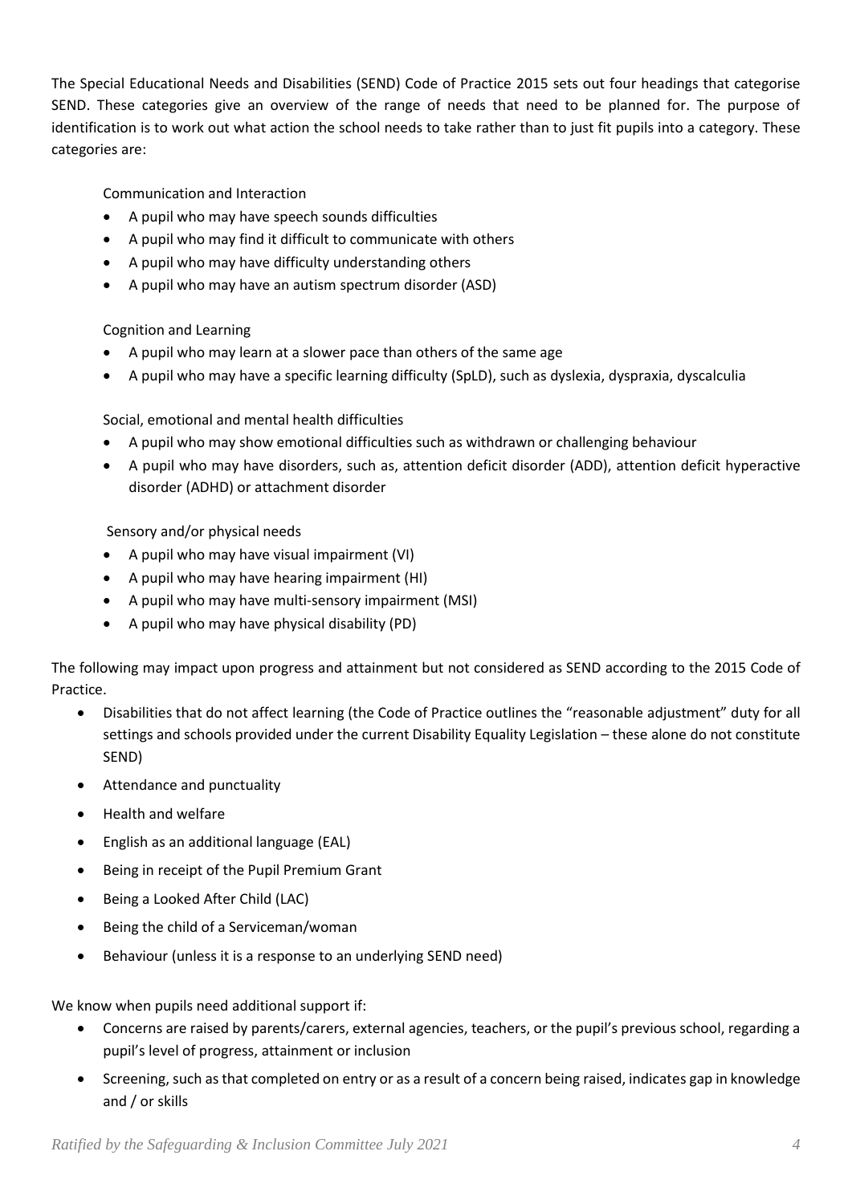The Special Educational Needs and Disabilities (SEND) Code of Practice 2015 sets out four headings that categorise SEND. These categories give an overview of the range of needs that need to be planned for. The purpose of identification is to work out what action the school needs to take rather than to just fit pupils into a category. These categories are:

Communication and Interaction

- A pupil who may have speech sounds difficulties
- A pupil who may find it difficult to communicate with others
- A pupil who may have difficulty understanding others
- A pupil who may have an autism spectrum disorder (ASD)

Cognition and Learning

- A pupil who may learn at a slower pace than others of the same age
- A pupil who may have a specific learning difficulty (SpLD), such as dyslexia, dyspraxia, dyscalculia

Social, emotional and mental health difficulties

- A pupil who may show emotional difficulties such as withdrawn or challenging behaviour
- A pupil who may have disorders, such as, attention deficit disorder (ADD), attention deficit hyperactive disorder (ADHD) or attachment disorder

Sensory and/or physical needs

- A pupil who may have visual impairment (VI)
- A pupil who may have hearing impairment (HI)
- A pupil who may have multi-sensory impairment (MSI)
- A pupil who may have physical disability (PD)

The following may impact upon progress and attainment but not considered as SEND according to the 2015 Code of Practice.

- Disabilities that do not affect learning (the Code of Practice outlines the "reasonable adjustment" duty for all settings and schools provided under the current Disability Equality Legislation – these alone do not constitute SEND)
- Attendance and punctuality
- Health and welfare
- English as an additional language (EAL)
- Being in receipt of the Pupil Premium Grant
- Being a Looked After Child (LAC)
- Being the child of a Serviceman/woman
- Behaviour (unless it is a response to an underlying SEND need)

We know when pupils need additional support if:

- Concerns are raised by parents/carers, external agencies, teachers, or the pupil's previous school, regarding a pupil's level of progress, attainment or inclusion
- Screening, such as that completed on entry or as a result of a concern being raised, indicates gap in knowledge and / or skills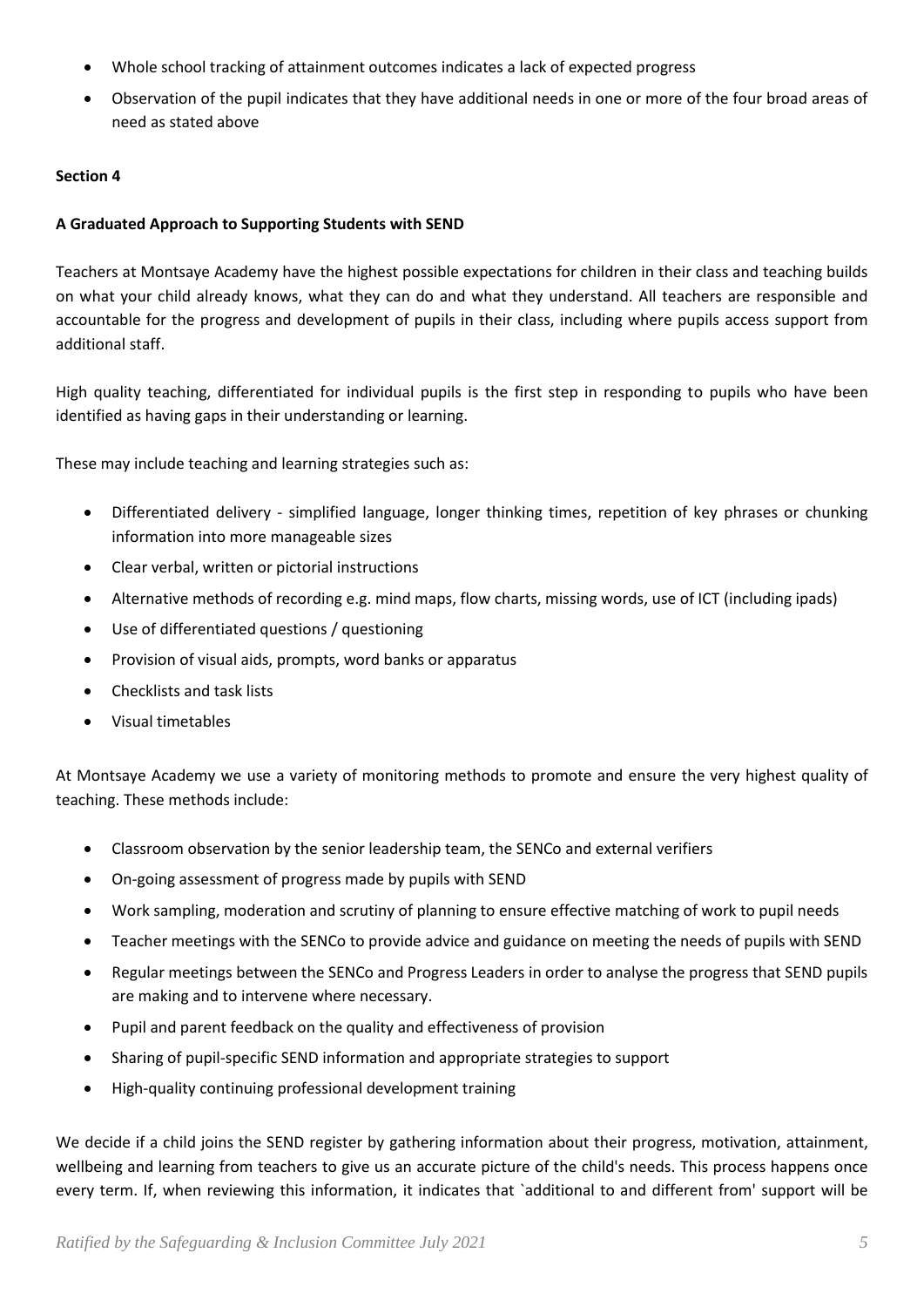- Whole school tracking of attainment outcomes indicates a lack of expected progress
- Observation of the pupil indicates that they have additional needs in one or more of the four broad areas of need as stated above

**Section 4**

**A Graduated Approach to Supporting Students with SEND**

Teachers at Montsaye Academy have the highest possible expectations for children in their class and teaching builds on what your child already knows, what they can do and what they understand. All teachers are responsible and accountable for the progress and development of pupils in their class, including where pupils access support from additional staff.

High quality teaching, differentiated for individual pupils is the first step in responding to pupils who have been identified as having gaps in their understanding or learning.

These may include teaching and learning strategies such as:

- Differentiated delivery - simplified language, longer thinking times, repetition of key phrases or chunking information into more manageable sizes
- Clear verbal, written or pictorial instructions
- Alternative methods of recording e.g. mind maps, flow charts, missing words, use of ICT (including ipads)
- Use of differentiated questions / questioning
- Provision of visual aids, prompts, word banks or apparatus
- Checklists and task lists
- Visual timetables

At Montsaye Academy we use a variety of monitoring methods to promote and ensure the very highest quality of teaching. These methods include:

- Classroom observation by the senior leadership team, the SENCo and external verifiers
- On-going assessment of progress made by pupils with SEND
- Work sampling, moderation and scrutiny of planning to ensure effective matching of work to pupil needs
- Teacher meetings with the SENCo to provide advice and guidance on meeting the needs of pupils with SEND
- Regular meetings between the SENCo and Progress Leaders in order to analyse the progress that SEND pupils are making and to intervene where necessary.
- Pupil and parent feedback on the quality and effectiveness of provision
- Sharing of pupil-specific SEND information and appropriate strategies to support
- High-quality continuing professional development training

We decide if a child joins the SEND register by gathering information about their progress, motivation, attainment, wellbeing and learning from teachers to give us an accurate picture of the child's needs. This process happens once every term. If, when reviewing this information, it indicates that `additional to and different from' support will be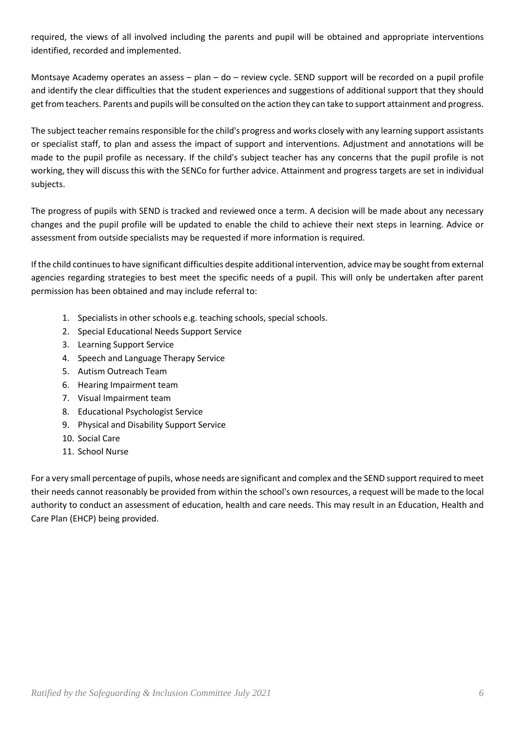required, the views of all involved including the parents and pupil will be obtained and appropriate interventions identified, recorded and implemented.

Montsaye Academy operates an assess – plan – do – review cycle. SEND support will be recorded on a pupil profile and identify the clear difficulties that the student experiences and suggestions of additional support that they should get from teachers. Parents and pupils will be consulted on the action they can take to support attainment and progress.

The subject teacher remains responsible for the child's progress and works closely with any learning support assistants or specialist staff, to plan and assess the impact of support and interventions. Adjustment and annotations will be made to the pupil profile as necessary. If the child's subject teacher has any concerns that the pupil profile is not working, they will discuss this with the SENCo for further advice. Attainment and progress targets are set in individual subjects.

The progress of pupils with SEND is tracked and reviewed once a term. A decision will be made about any necessary changes and the pupil profile will be updated to enable the child to achieve their next steps in learning. Advice or assessment from outside specialists may be requested if more information is required.

If the child continues to have significant difficulties despite additional intervention, advice may be sought from external agencies regarding strategies to best meet the specific needs of a pupil. This will only be undertaken after parent permission has been obtained and may include referral to:

1. Specialists in other schools e.g. teaching schools, special schools.
2. Special Educational Needs Support Service
3. Learning Support Service
4. Speech and Language Therapy Service
5. Autism Outreach Team
6. Hearing Impairment team
7. Visual Impairment team
8. Educational Psychologist Service
9. Physical and Disability Support Service
10. Social Care
11. School Nurse

For a very small percentage of pupils, whose needs are significant and complex and the SEND support required to meet their needs cannot reasonably be provided from within the school's own resources, a request will be made to the local authority to conduct an assessment of education, health and care needs. This may result in an Education, Health and Care Plan (EHCP) being provided.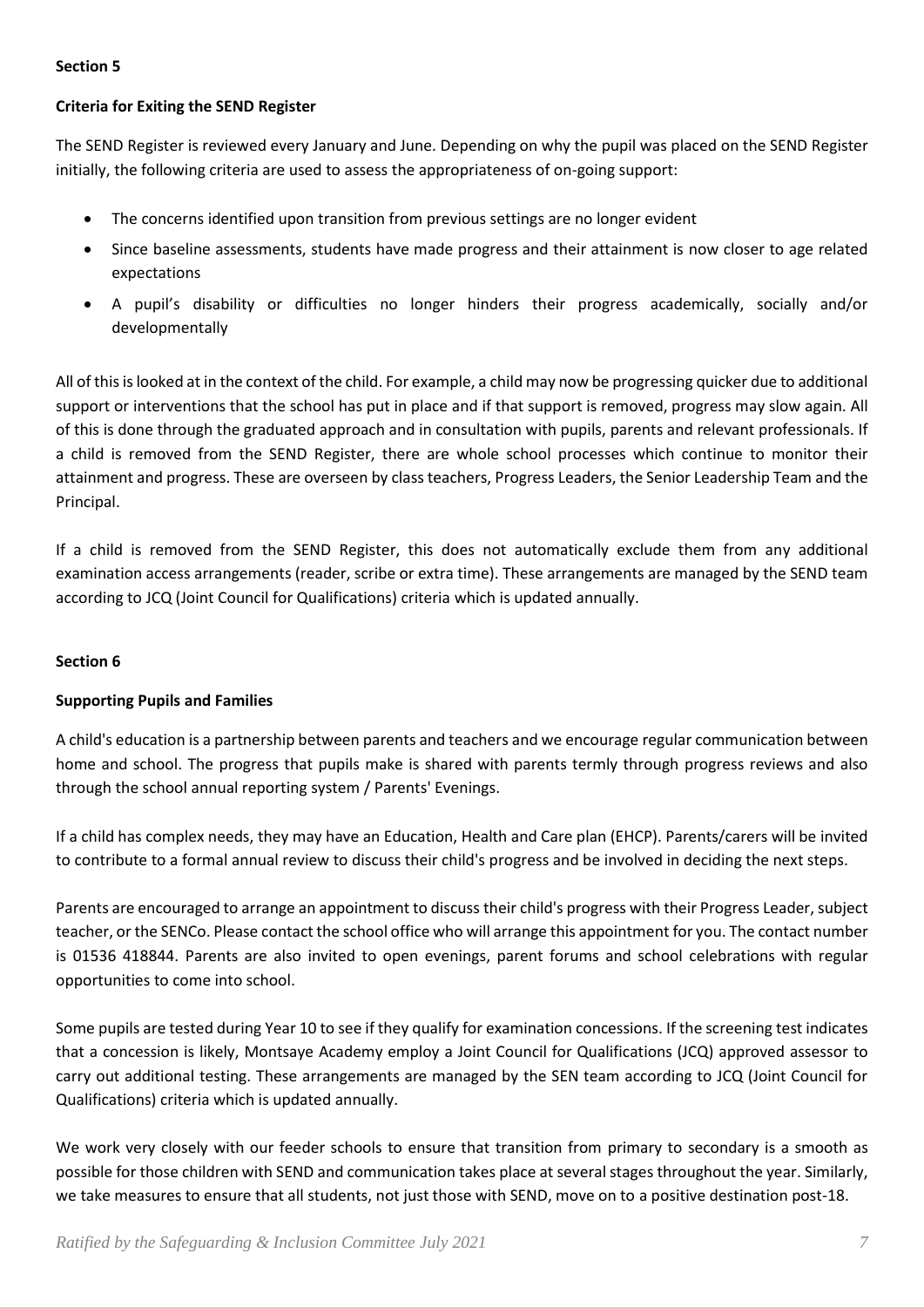**Section 5**

**Criteria for Exiting the SEND Register**

The SEND Register is reviewed every January and June. Depending on why the pupil was placed on the SEND Register initially, the following criteria are used to assess the appropriateness of on-going support:

- The concerns identified upon transition from previous settings are no longer evident
- Since baseline assessments, students have made progress and their attainment is now closer to age related expectations
- A pupil's disability or difficulties no longer hinders their progress academically, socially and/or developmentally

All of this is looked at in the context of the child. For example, a child may now be progressing quicker due to additional support or interventions that the school has put in place and if that support is removed, progress may slow again. All of this is done through the graduated approach and in consultation with pupils, parents and relevant professionals. If a child is removed from the SEND Register, there are whole school processes which continue to monitor their attainment and progress. These are overseen by class teachers, Progress Leaders, the Senior Leadership Team and the Principal.

If a child is removed from the SEND Register, this does not automatically exclude them from any additional examination access arrangements (reader, scribe or extra time). These arrangements are managed by the SEND team according to JCQ (Joint Council for Qualifications) criteria which is updated annually.

**Section 6**

**Supporting Pupils and Families**

A child's education is a partnership between parents and teachers and we encourage regular communication between home and school. The progress that pupils make is shared with parents termly through progress reviews and also through the school annual reporting system / Parents' Evenings.

If a child has complex needs, they may have an Education, Health and Care plan (EHCP). Parents/carers will be invited to contribute to a formal annual review to discuss their child's progress and be involved in deciding the next steps.

Parents are encouraged to arrange an appointment to discuss their child's progress with their Progress Leader, subject teacher, or the SENCo. Please contact the school office who will arrange this appointment for you. The contact number is 01536 418844. Parents are also invited to open evenings, parent forums and school celebrations with regular opportunities to come into school.

Some pupils are tested during Year 10 to see if they qualify for examination concessions. If the screening test indicates that a concession is likely, Montsaye Academy employ a Joint Council for Qualifications (JCQ) approved assessor to carry out additional testing. These arrangements are managed by the SEN team according to JCQ (Joint Council for Qualifications) criteria which is updated annually.

We work very closely with our feeder schools to ensure that transition from primary to secondary is a smooth as possible for those children with SEND and communication takes place at several stages throughout the year. Similarly, we take measures to ensure that all students, not just those with SEND, move on to a positive destination post-18.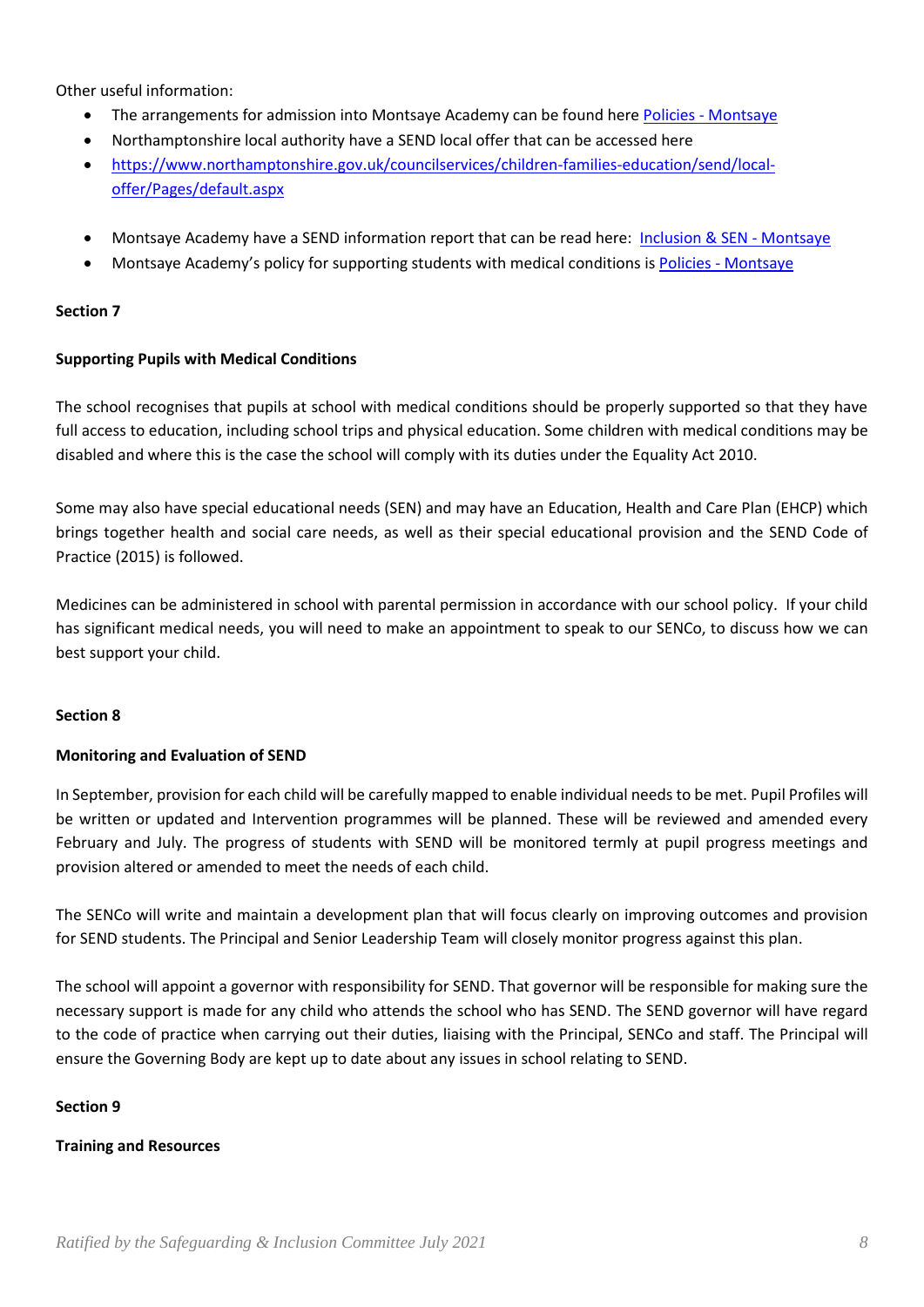Other useful information:

- The arrangements for admission into Montsaye Academy can be found here Policies - Montsaye
- Northamptonshire local authority have a SEND local offer that can be accessed here
- https://www.northamptonshire.gov.uk/councilservices/children-families-education/send/local-offer/Pages/default.aspx
- Montsaye Academy have a SEND information report that can be read here: Inclusion & SEN - Montsaye
- Montsaye Academy's policy for supporting students with medical conditions is Policies - Montsaye

**Section 7**

**Supporting Pupils with Medical Conditions**

The school recognises that pupils at school with medical conditions should be properly supported so that they have full access to education, including school trips and physical education. Some children with medical conditions may be disabled and where this is the case the school will comply with its duties under the Equality Act 2010.

Some may also have special educational needs (SEN) and may have an Education, Health and Care Plan (EHCP) which brings together health and social care needs, as well as their special educational provision and the SEND Code of Practice (2015) is followed.

Medicines can be administered in school with parental permission in accordance with our school policy. If your child has significant medical needs, you will need to make an appointment to speak to our SENCo, to discuss how we can best support your child.

**Section 8**

**Monitoring and Evaluation of SEND**

In September, provision for each child will be carefully mapped to enable individual needs to be met. Pupil Profiles will be written or updated and Intervention programmes will be planned. These will be reviewed and amended every February and July. The progress of students with SEND will be monitored termly at pupil progress meetings and provision altered or amended to meet the needs of each child.

The SENCo will write and maintain a development plan that will focus clearly on improving outcomes and provision for SEND students. The Principal and Senior Leadership Team will closely monitor progress against this plan.

The school will appoint a governor with responsibility for SEND. That governor will be responsible for making sure the necessary support is made for any child who attends the school who has SEND. The SEND governor will have regard to the code of practice when carrying out their duties, liaising with the Principal, SENCo and staff. The Principal will ensure the Governing Body are kept up to date about any issues in school relating to SEND.

**Section 9**

**Training and Resources**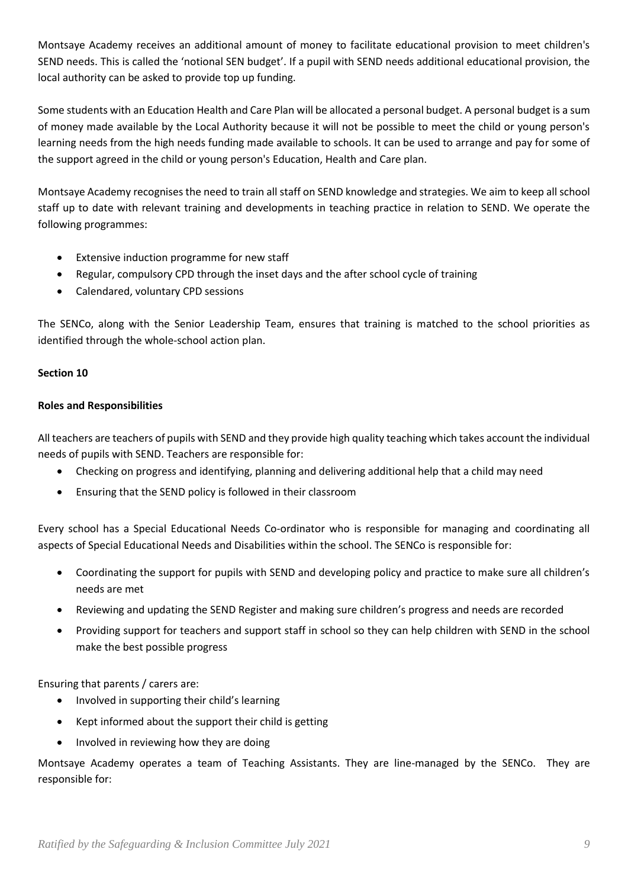Montsaye Academy receives an additional amount of money to facilitate educational provision to meet children's SEND needs. This is called the 'notional SEN budget'. If a pupil with SEND needs additional educational provision, the local authority can be asked to provide top up funding.

Some students with an Education Health and Care Plan will be allocated a personal budget. A personal budget is a sum of money made available by the Local Authority because it will not be possible to meet the child or young person's learning needs from the high needs funding made available to schools. It can be used to arrange and pay for some of the support agreed in the child or young person's Education, Health and Care plan.

Montsaye Academy recognises the need to train all staff on SEND knowledge and strategies. We aim to keep all school staff up to date with relevant training and developments in teaching practice in relation to SEND. We operate the following programmes:

- Extensive induction programme for new staff
- Regular, compulsory CPD through the inset days and the after school cycle of training
- Calendared, voluntary CPD sessions

The SENCo, along with the Senior Leadership Team, ensures that training is matched to the school priorities as identified through the whole-school action plan.

**Section 10**

**Roles and Responsibilities**

All teachers are teachers of pupils with SEND and they provide high quality teaching which takes account the individual needs of pupils with SEND. Teachers are responsible for:

- Checking on progress and identifying, planning and delivering additional help that a child may need
- Ensuring that the SEND policy is followed in their classroom

Every school has a Special Educational Needs Co-ordinator who is responsible for managing and coordinating all aspects of Special Educational Needs and Disabilities within the school. The SENCo is responsible for:

- Coordinating the support for pupils with SEND and developing policy and practice to make sure all children's needs are met
- Reviewing and updating the SEND Register and making sure children's progress and needs are recorded
- Providing support for teachers and support staff in school so they can help children with SEND in the school make the best possible progress

Ensuring that parents / carers are:

- Involved in supporting their child's learning
- Kept informed about the support their child is getting
- Involved in reviewing how they are doing

Montsaye Academy operates a team of Teaching Assistants. They are line-managed by the SENCo. They are responsible for: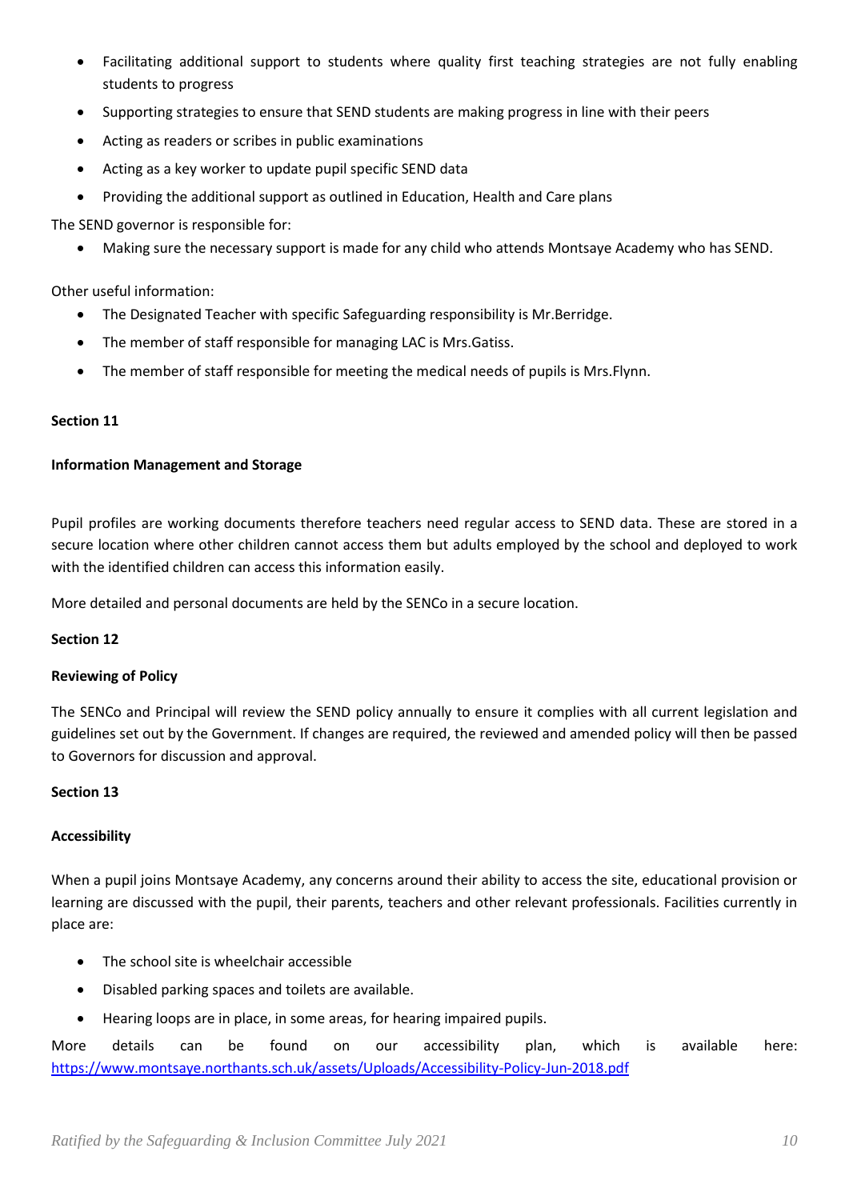- Facilitating additional support to students where quality first teaching strategies are not fully enabling students to progress
- Supporting strategies to ensure that SEND students are making progress in line with their peers
- Acting as readers or scribes in public examinations
- Acting as a key worker to update pupil specific SEND data
- Providing the additional support as outlined in Education, Health and Care plans

The SEND governor is responsible for:

- Making sure the necessary support is made for any child who attends Montsaye Academy who has SEND.

Other useful information:

- The Designated Teacher with specific Safeguarding responsibility is Mr.Berridge.
- The member of staff responsible for managing LAC is Mrs.Gatiss.
- The member of staff responsible for meeting the medical needs of pupils is Mrs.Flynn.

**Section 11**

**Information Management and Storage**

Pupil profiles are working documents therefore teachers need regular access to SEND data. These are stored in a secure location where other children cannot access them but adults employed by the school and deployed to work with the identified children can access this information easily.

More detailed and personal documents are held by the SENCo in a secure location.

**Section 12**

**Reviewing of Policy**

The SENCo and Principal will review the SEND policy annually to ensure it complies with all current legislation and guidelines set out by the Government. If changes are required, the reviewed and amended policy will then be passed to Governors for discussion and approval.

**Section 13**

**Accessibility**

When a pupil joins Montsaye Academy, any concerns around their ability to access the site, educational provision or learning are discussed with the pupil, their parents, teachers and other relevant professionals. Facilities currently in place are:

- The school site is wheelchair accessible
- Disabled parking spaces and toilets are available.
- Hearing loops are in place, in some areas, for hearing impaired pupils.

More details can be found on our accessibility plan, which is available here: https://www.montsaye.northants.sch.uk/assets/Uploads/Accessibility-Policy-Jun-2018.pdf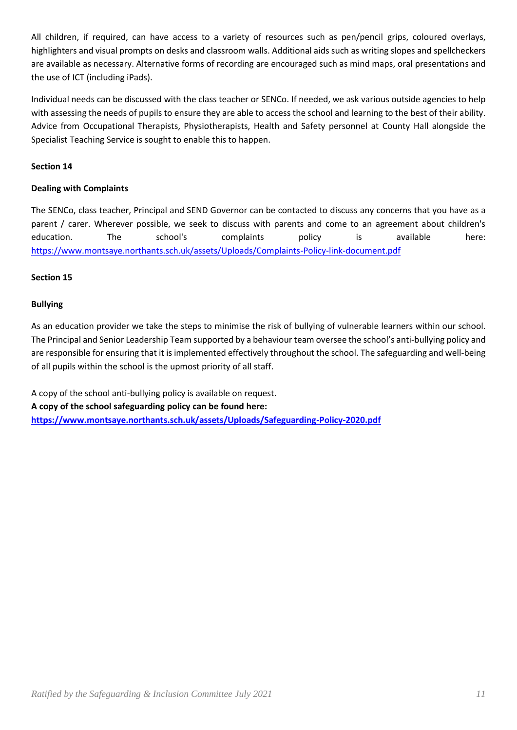All children, if required, can have access to a variety of resources such as pen/pencil grips, coloured overlays, highlighters and visual prompts on desks and classroom walls. Additional aids such as writing slopes and spellcheckers are available as necessary. Alternative forms of recording are encouraged such as mind maps, oral presentations and the use of ICT (including iPads).

Individual needs can be discussed with the class teacher or SENCo. If needed, we ask various outside agencies to help with assessing the needs of pupils to ensure they are able to access the school and learning to the best of their ability. Advice from Occupational Therapists, Physiotherapists, Health and Safety personnel at County Hall alongside the Specialist Teaching Service is sought to enable this to happen.

**Section 14**

**Dealing with Complaints**

The SENCo, class teacher, Principal and SEND Governor can be contacted to discuss any concerns that you have as a parent / carer. Wherever possible, we seek to discuss with parents and come to an agreement about children's education. The school's complaints policy is available here: https://www.montsaye.northants.sch.uk/assets/Uploads/Complaints-Policy-link-document.pdf

**Section 15**

**Bullying**

As an education provider we take the steps to minimise the risk of bullying of vulnerable learners within our school. The Principal and Senior Leadership Team supported by a behaviour team oversee the school's anti-bullying policy and are responsible for ensuring that it is implemented effectively throughout the school. The safeguarding and well-being of all pupils within the school is the upmost priority of all staff.

A copy of the school anti-bullying policy is available on request.
**A copy of the school safeguarding policy can be found here:**
**https://www.montsaye.northants.sch.uk/assets/Uploads/Safeguarding-Policy-2020.pdf**